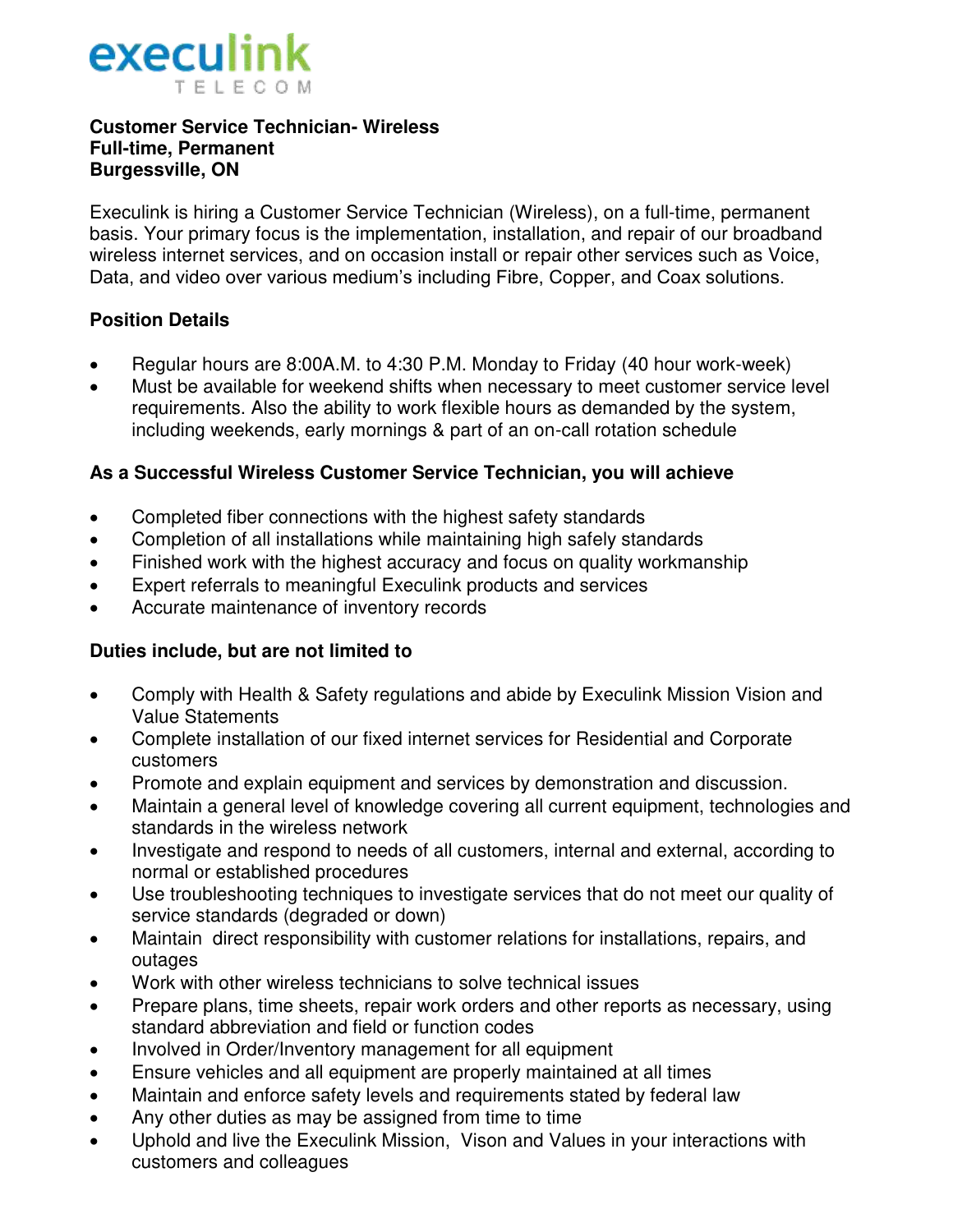execulink TELECOM

**Customer Service Technician- Wireless**
**Full-time, Permanent**
**Burgessville, ON**

Execulink is hiring a Customer Service Technician (Wireless), on a full-time, permanent basis. Your primary focus is the implementation, installation, and repair of our broadband wireless internet services, and on occasion install or repair other services such as Voice, Data, and video over various medium's including Fibre, Copper, and Coax solutions.

**Position Details**

- Regular hours are 8:00A.M. to 4:30 P.M. Monday to Friday (40 hour work-week)
- Must be available for weekend shifts when necessary to meet customer service level requirements. Also the ability to work flexible hours as demanded by the system, including weekends, early mornings & part of an on-call rotation schedule

**As a Successful Wireless Customer Service Technician, you will achieve**

- Completed fiber connections with the highest safety standards
- Completion of all installations while maintaining high safely standards
- Finished work with the highest accuracy and focus on quality workmanship
- Expert referrals to meaningful Execulink products and services
- Accurate maintenance of inventory records

**Duties include, but are not limited to**

- Comply with Health & Safety regulations and abide by Execulink Mission Vision and Value Statements
- Complete installation of our fixed internet services for Residential and Corporate customers
- Promote and explain equipment and services by demonstration and discussion.
- Maintain a general level of knowledge covering all current equipment, technologies and standards in the wireless network
- Investigate and respond to needs of all customers, internal and external, according to normal or established procedures
- Use troubleshooting techniques to investigate services that do not meet our quality of service standards (degraded or down)
- Maintain direct responsibility with customer relations for installations, repairs, and outages
- Work with other wireless technicians to solve technical issues
- Prepare plans, time sheets, repair work orders and other reports as necessary, using standard abbreviation and field or function codes
- Involved in Order/Inventory management for all equipment
- Ensure vehicles and all equipment are properly maintained at all times
- Maintain and enforce safety levels and requirements stated by federal law
- Any other duties as may be assigned from time to time
- Uphold and live the Execulink Mission, Vison and Values in your interactions with customers and colleagues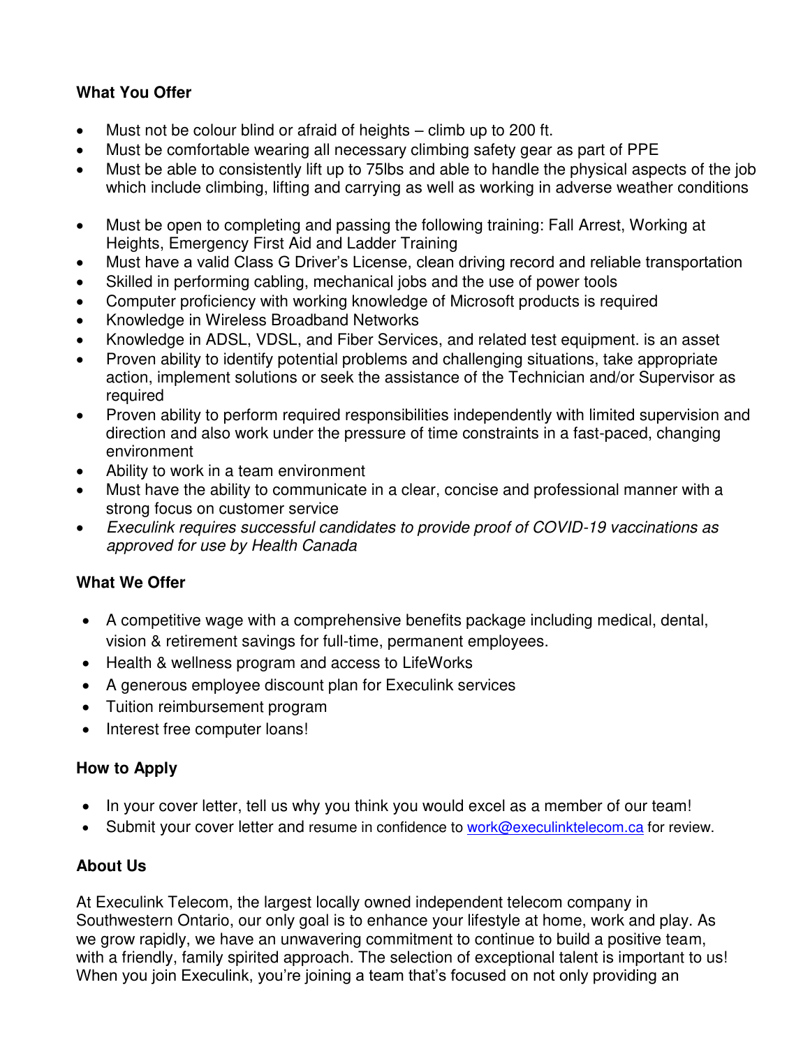**What You Offer**

- Must not be colour blind or afraid of heights – climb up to 200 ft.
- Must be comfortable wearing all necessary climbing safety gear as part of PPE
- Must be able to consistently lift up to 75lbs and able to handle the physical aspects of the job which include climbing, lifting and carrying as well as working in adverse weather conditions
- Must be open to completing and passing the following training: Fall Arrest, Working at Heights, Emergency First Aid and Ladder Training
- Must have a valid Class G Driver's License, clean driving record and reliable transportation
- Skilled in performing cabling, mechanical jobs and the use of power tools
- Computer proficiency with working knowledge of Microsoft products is required
- Knowledge in Wireless Broadband Networks
- Knowledge in ADSL, VDSL, and Fiber Services, and related test equipment. is an asset
- Proven ability to identify potential problems and challenging situations, take appropriate action, implement solutions or seek the assistance of the Technician and/or Supervisor as required
- Proven ability to perform required responsibilities independently with limited supervision and direction and also work under the pressure of time constraints in a fast-paced, changing environment
- Ability to work in a team environment
- Must have the ability to communicate in a clear, concise and professional manner with a strong focus on customer service
- *Execulink requires successful candidates to provide proof of COVID-19 vaccinations as approved for use by Health Canada*

**What We Offer**

- A competitive wage with a comprehensive benefits package including medical, dental, vision & retirement savings for full-time, permanent employees.
- Health & wellness program and access to LifeWorks
- A generous employee discount plan for Execulink services
- Tuition reimbursement program
- Interest free computer loans!

**How to Apply**

- In your cover letter, tell us why you think you would excel as a member of our team!
- Submit your cover letter and resume in confidence to [work@execulinktelecom.ca](mailto:work@execulinktelecom.ca) for review.

**About Us**

At Execulink Telecom, the largest locally owned independent telecom company in Southwestern Ontario, our only goal is to enhance your lifestyle at home, work and play. As we grow rapidly, we have an unwavering commitment to continue to build a positive team, with a friendly, family spirited approach. The selection of exceptional talent is important to us! When you join Execulink, you're joining a team that's focused on not only providing an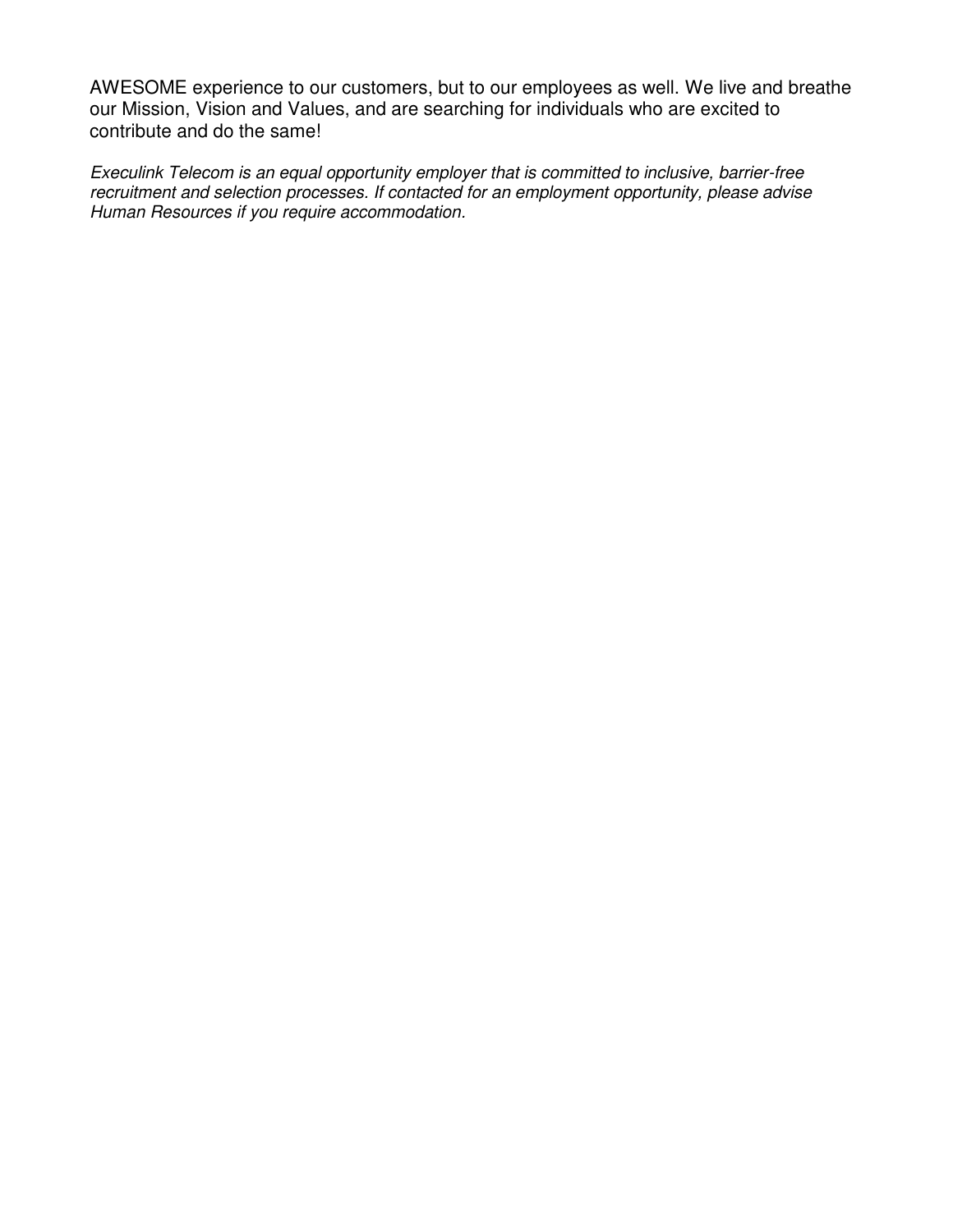AWESOME experience to our customers, but to our employees as well. We live and breathe our Mission, Vision and Values, and are searching for individuals who are excited to contribute and do the same!

*Execulink Telecom is an equal opportunity employer that is committed to inclusive, barrier-free recruitment and selection processes. If contacted for an employment opportunity, please advise Human Resources if you require accommodation.*